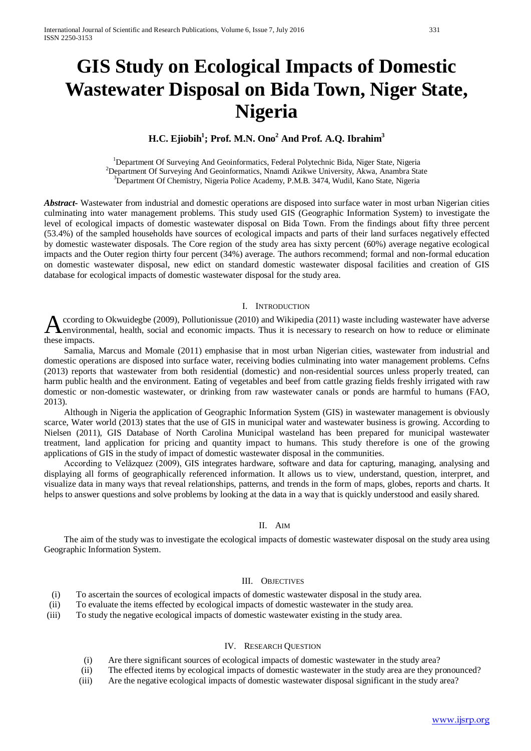# GIS Study on Ecological Impacts of Domestic Wastewater Disposal on Bida Town, Niger State, Nigeria

**H.C. Ejiobih[1]; Prof. M.N. Ono[2] And Prof. A.Q. Ibrahim[3]**

[1]Department Of Surveying And Geoinformatics, Federal Polytechnic Bida, Niger State, Nigeria
[2]Department Of Surveying And Geoinformatics, Nnamdi Azikwe University, Akwa, Anambra State
[3]Department Of Chemistry, Nigeria Police Academy, P.M.B. 3474, Wudil, Kano State, Nigeria

***Abstract*-** Wastewater from industrial and domestic operations are disposed into surface water in most urban Nigerian cities culminating into water management problems. This study used GIS (Geographic Information System) to investigate the level of ecological impacts of domestic wastewater disposal on Bida Town. From the findings about fifty three percent (53.4%) of the sampled households have sources of ecological impacts and parts of their land surfaces negatively effected by domestic wastewater disposals. The Core region of the study area has sixty percent (60%) average negative ecological impacts and the Outer region thirty four percent (34%) average. The authors recommend; formal and non-formal education on domestic wastewater disposal, new edict on standard domestic wastewater disposal facilities and creation of GIS database for ecological impacts of domestic wastewater disposal for the study area.

## I. Introduction

According to Okwuidegbe (2009), Pollutionissue (2010) and Wikipedia (2011) waste including wastewater have adverse environmental, health, social and economic impacts. Thus it is necessary to research on how to reduce or eliminate these impacts.

Samalia, Marcus and Momale (2011) emphasise that in most urban Nigerian cities, wastewater from industrial and domestic operations are disposed into surface water, receiving bodies culminating into water management problems. Cefns (2013) reports that wastewater from both residential (domestic) and non-residential sources unless properly treated, can harm public health and the environment. Eating of vegetables and beef from cattle grazing fields freshly irrigated with raw domestic or non-domestic wastewater, or drinking from raw wastewater canals or ponds are harmful to humans (FAO, 2013).

Although in Nigeria the application of Geographic Information System (GIS) in wastewater management is obviously scarce, Water world (2013) states that the use of GIS in municipal water and wastewater business is growing. According to Nielsen (2011), GIS Database of North Carolina Municipal wasteland has been prepared for municipal wastewater treatment, land application for pricing and quantity impact to humans. This study therefore is one of the growing applications of GIS in the study of impact of domestic wastewater disposal in the communities.

According to Velăzquez (2009), GIS integrates hardware, software and data for capturing, managing, analysing and displaying all forms of geographically referenced information. It allows us to view, understand, question, interpret, and visualize data in many ways that reveal relationships, patterns, and trends in the form of maps, globes, reports and charts. It helps to answer questions and solve problems by looking at the data in a way that is quickly understood and easily shared.

## II. Aim

The aim of the study was to investigate the ecological impacts of domestic wastewater disposal on the study area using Geographic Information System.

## III. Objectives

(i) To ascertain the sources of ecological impacts of domestic wastewater disposal in the study area.
(ii) To evaluate the items effected by ecological impacts of domestic wastewater in the study area.
(iii) To study the negative ecological impacts of domestic wastewater existing in the study area.

## IV. Research Question

(i) Are there significant sources of ecological impacts of domestic wastewater in the study area?
(ii) The effected items by ecological impacts of domestic wastewater in the study area are they pronounced?
(iii) Are the negative ecological impacts of domestic wastewater disposal significant in the study area?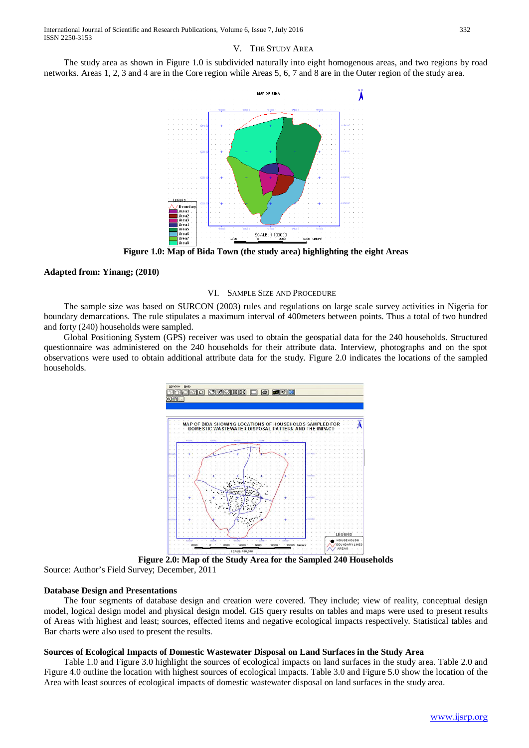## V. THE STUDY AREA

The study area as shown in Figure 1.0 is subdivided naturally into eight homogenous areas, and two regions by road networks. Areas 1, 2, 3 and 4 are in the Core region while Areas 5, 6, 7 and 8 are in the Outer region of the study area.

**Figure 1.0: Map of Bida Town (the study area) highlighting the eight Areas**

**Adapted from: Yinang; (2010)**

## VI. SAMPLE SIZE AND PROCEDURE

The sample size was based on SURCON (2003) rules and regulations on large scale survey activities in Nigeria for boundary demarcations. The rule stipulates a maximum interval of 400meters between points. Thus a total of two hundred and forty (240) households were sampled.

Global Positioning System (GPS) receiver was used to obtain the geospatial data for the 240 households. Structured questionnaire was administered on the 240 households for their attribute data. Interview, photographs and on the spot observations were used to obtain additional attribute data for the study. Figure 2.0 indicates the locations of the sampled households.

**Figure 2.0: Map of the Study Area for the Sampled 240 Households**

Source: Author's Field Survey; December, 2011

### Database Design and Presentations

The four segments of database design and creation were covered. They include; view of reality, conceptual design model, logical design model and physical design model. GIS query results on tables and maps were used to present results of Areas with highest and least; sources, effected items and negative ecological impacts respectively. Statistical tables and Bar charts were also used to present the results.

### Sources of Ecological Impacts of Domestic Wastewater Disposal on Land Surfaces in the Study Area

Table 1.0 and Figure 3.0 highlight the sources of ecological impacts on land surfaces in the study area. Table 2.0 and Figure 4.0 outline the location with highest sources of ecological impacts. Table 3.0 and Figure 5.0 show the location of the Area with least sources of ecological impacts of domestic wastewater disposal on land surfaces in the study area.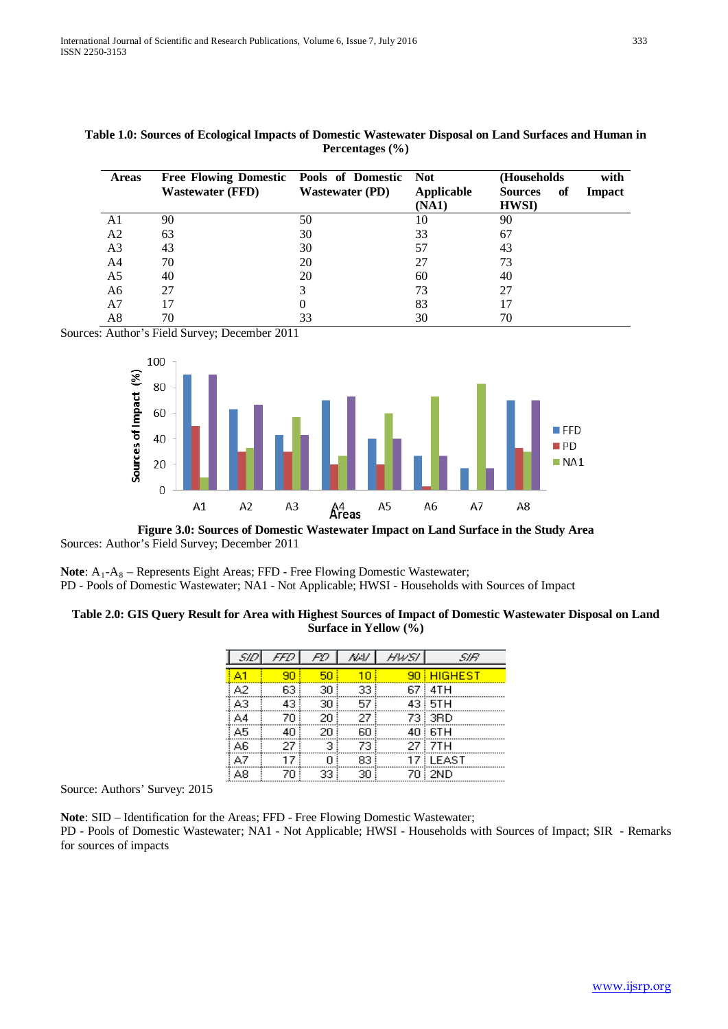**Table 1.0: Sources of Ecological Impacts of Domestic Wastewater Disposal on Land Surfaces and Human in Percentages (%)**

| Areas | Free Flowing Domestic Wastewater (FFD) | Pools of Domestic Wastewater (PD) | Not Applicable (NA1) | (Households with Sources of Impact HWSI) |
|---|---|---|---|---|
| A1 | 90 | 50 | 10 | 90 |
| A2 | 63 | 30 | 33 | 67 |
| A3 | 43 | 30 | 57 | 43 |
| A4 | 70 | 20 | 27 | 73 |
| A5 | 40 | 20 | 60 | 40 |
| A6 | 27 | 3 | 73 | 27 |
| A7 | 17 | 0 | 83 | 17 |
| A8 | 70 | 33 | 30 | 70 |

Sources: Author's Field Survey; December 2011

**Figure 3.0: Sources of Domestic Wastewater Impact on Land Surface in the Study Area**

Sources: Author's Field Survey; December 2011

**Note**: $A_1$-$A_8$ – Represents Eight Areas; FFD - Free Flowing Domestic Wastewater;
PD - Pools of Domestic Wastewater; NA1 - Not Applicable; HWSI - Households with Sources of Impact

**Table 2.0: GIS Query Result for Area with Highest Sources of Impact of Domestic Wastewater Disposal on Land Surface in Yellow (%)**

| SID | FFD | PD | NA1 | HWSI | SIR |
|---|---|---|---|---|---|
| A1 | 90 | 50 | 10 | 90 | HIGHEST |
| A2 | 63 | 30 | 33 | 67 | 4TH |
| A3 | 43 | 30 | 57 | 43 | 5TH |
| A4 | 70 | 20 | 27 | 73 | 3RD |
| A5 | 40 | 20 | 60 | 40 | 6TH |
| A6 | 27 | 3 | 73 | 27 | 7TH |
| A7 | 17 | 0 | 83 | 17 | LEAST |
| A8 | 70 | 33 | 30 | 70 | 2ND |

Source: Authors' Survey: 2015

**Note**: SID – Identification for the Areas; FFD - Free Flowing Domestic Wastewater;
PD - Pools of Domestic Wastewater; NA1 - Not Applicable; HWSI - Households with Sources of Impact; SIR - Remarks for sources of impacts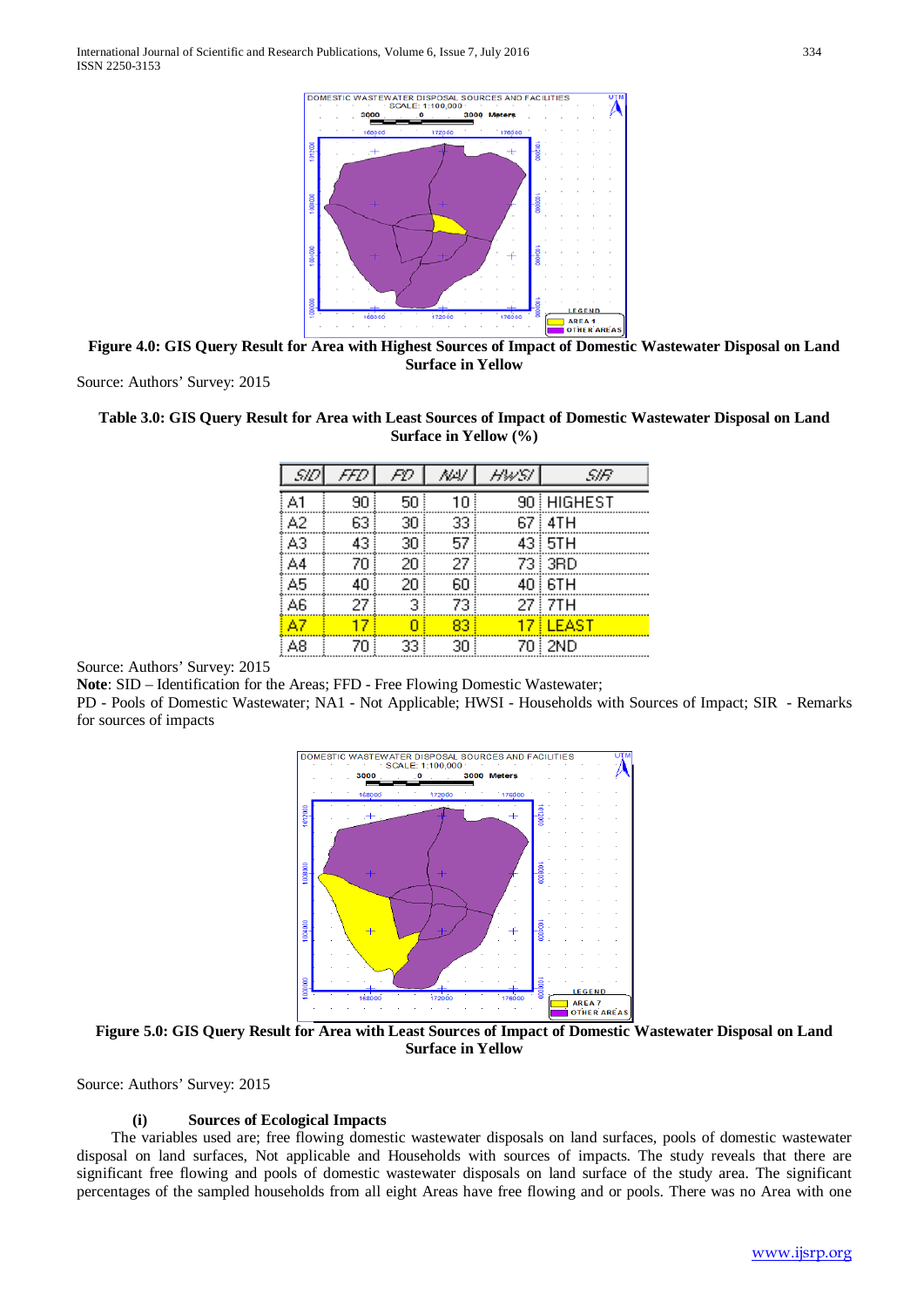**Figure 4.0: GIS Query Result for Area with Highest Sources of Impact of Domestic Wastewater Disposal on Land Surface in Yellow**

Source: Authors' Survey: 2015

**Table 3.0: GIS Query Result for Area with Least Sources of Impact of Domestic Wastewater Disposal on Land Surface in Yellow (%)**

| SID | FFD | PD | NAI | HWSI | SIR |
|---|---|---|---|---|---|
| A1 | 90 | 50 | 10 | 90 | HIGHEST |
| A2 | 63 | 30 | 33 | 67 | 4TH |
| A3 | 43 | 30 | 57 | 43 | 5TH |
| A4 | 70 | 20 | 27 | 73 | 3RD |
| A5 | 40 | 20 | 60 | 40 | 6TH |
| A6 | 27 | 3 | 73 | 27 | 7TH |
| A7 | 17 | 0 | 83 | 17 | LEAST |
| A8 | 70 | 33 | 30 | 70 | 2ND |

Source: Authors' Survey: 2015

**Note**: SID – Identification for the Areas; FFD - Free Flowing Domestic Wastewater;
PD - Pools of Domestic Wastewater; NA1 - Not Applicable; HWSI - Households with Sources of Impact; SIR - Remarks for sources of impacts

**Figure 5.0: GIS Query Result for Area with Least Sources of Impact of Domestic Wastewater Disposal on Land Surface in Yellow**

Source: Authors' Survey: 2015

**(i) Sources of Ecological Impacts**

The variables used are; free flowing domestic wastewater disposals on land surfaces, pools of domestic wastewater disposal on land surfaces, Not applicable and Households with sources of impacts. The study reveals that there are significant free flowing and pools of domestic wastewater disposals on land surface of the study area. The significant percentages of the sampled households from all eight Areas have free flowing and or pools. There was no Area with one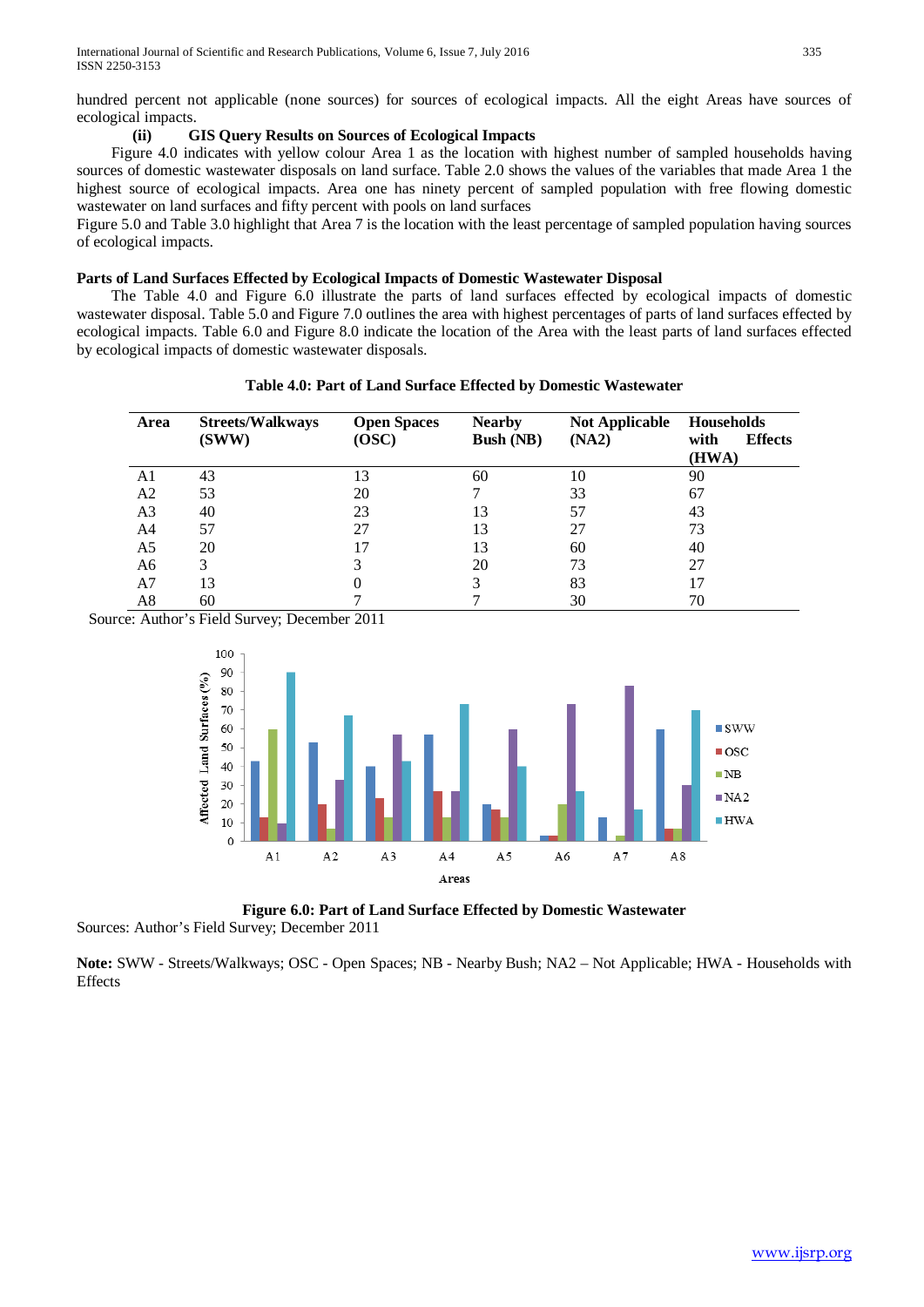hundred percent not applicable (none sources) for sources of ecological impacts. All the eight Areas have sources of ecological impacts.

**(ii) GIS Query Results on Sources of Ecological Impacts**

Figure 4.0 indicates with yellow colour Area 1 as the location with highest number of sampled households having sources of domestic wastewater disposals on land surface. Table 2.0 shows the values of the variables that made Area 1 the highest source of ecological impacts. Area one has ninety percent of sampled population with free flowing domestic wastewater on land surfaces and fifty percent with pools on land surfaces

Figure 5.0 and Table 3.0 highlight that Area 7 is the location with the least percentage of sampled population having sources of ecological impacts.

**Parts of Land Surfaces Effected by Ecological Impacts of Domestic Wastewater Disposal**

The Table 4.0 and Figure 6.0 illustrate the parts of land surfaces effected by ecological impacts of domestic wastewater disposal. Table 5.0 and Figure 7.0 outlines the area with highest percentages of parts of land surfaces effected by ecological impacts. Table 6.0 and Figure 8.0 indicate the location of the Area with the least parts of land surfaces effected by ecological impacts of domestic wastewater disposals.

**Table 4.0: Part of Land Surface Effected by Domestic Wastewater**

| Area | Streets/Walkways (SWW) | Open Spaces (OSC) | Nearby Bush (NB) | Not Applicable (NA2) | Households with Effects (HWA) |
|---|---|---|---|---|---|
| A1 | 43 | 13 | 60 | 10 | 90 |
| A2 | 53 | 20 | 7 | 33 | 67 |
| A3 | 40 | 23 | 13 | 57 | 43 |
| A4 | 57 | 27 | 13 | 27 | 73 |
| A5 | 20 | 17 | 13 | 60 | 40 |
| A6 | 3 | 3 | 20 | 73 | 27 |
| A7 | 13 | 0 | 3 | 83 | 17 |
| A8 | 60 | 7 | 7 | 30 | 70 |

Source: Author's Field Survey; December 2011

**Figure 6.0: Part of Land Surface Effected by Domestic Wastewater**

Sources: Author's Field Survey; December 2011

**Note:** SWW - Streets/Walkways; OSC - Open Spaces; NB - Nearby Bush; NA2 – Not Applicable; HWA - Households with Effects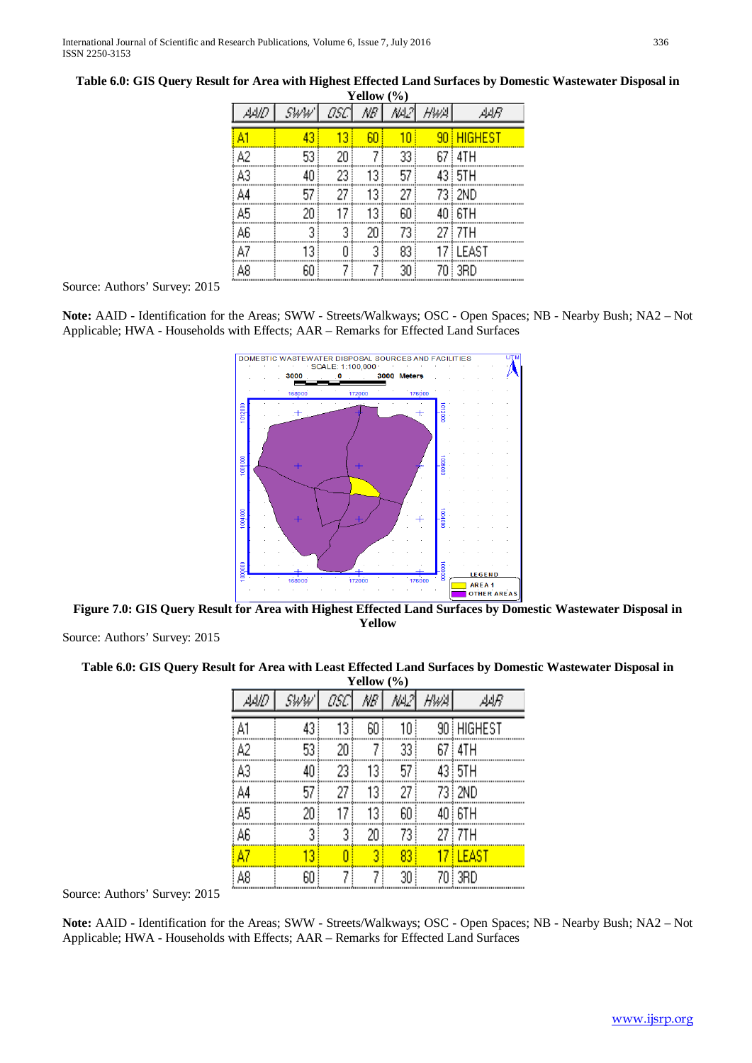**Table 6.0: GIS Query Result for Area with Highest Effected Land Surfaces by Domestic Wastewater Disposal in Yellow (%)**

| AAID | SWW | OSC | NB | NA2 | HWA | AAR |
|---|---|---|---|---|---|---|
| A1 | 43 | 13 | 60 | 10 | 90 | HIGHEST |
| A2 | 53 | 20 | 7 | 33 | 67 | 4TH |
| A3 | 40 | 23 | 13 | 57 | 43 | 5TH |
| A4 | 57 | 27 | 13 | 27 | 73 | 2ND |
| A5 | 20 | 17 | 13 | 60 | 40 | 6TH |
| A6 | 3 | 3 | 20 | 73 | 27 | 7TH |
| A7 | 13 | 0 | 3 | 83 | 17 | LEAST |
| A8 | 60 | 7 | 7 | 30 | 70 | 3RD |

Source: Authors' Survey: 2015

**Note:** AAID - Identification for the Areas; SWW - Streets/Walkways; OSC - Open Spaces; NB - Nearby Bush; NA2 – Not Applicable; HWA - Households with Effects; AAR – Remarks for Effected Land Surfaces

**Figure 7.0: GIS Query Result for Area with Highest Effected Land Surfaces by Domestic Wastewater Disposal in Yellow**

Source: Authors' Survey: 2015

**Table 6.0: GIS Query Result for Area with Least Effected Land Surfaces by Domestic Wastewater Disposal in Yellow (%)**

| AAID | SWW | OSC | NB | NA2 | HWA | AAR |
|---|---|---|---|---|---|---|
| A1 | 43 | 13 | 60 | 10 | 90 | HIGHEST |
| A2 | 53 | 20 | 7 | 33 | 67 | 4TH |
| A3 | 40 | 23 | 13 | 57 | 43 | 5TH |
| A4 | 57 | 27 | 13 | 27 | 73 | 2ND |
| A5 | 20 | 17 | 13 | 60 | 40 | 6TH |
| A6 | 3 | 3 | 20 | 73 | 27 | 7TH |
| A7 | 13 | 0 | 3 | 83 | 17 | LEAST |
| A8 | 60 | 7 | 7 | 30 | 70 | 3RD |

Source: Authors' Survey: 2015

**Note:** AAID - Identification for the Areas; SWW - Streets/Walkways; OSC - Open Spaces; NB - Nearby Bush; NA2 – Not Applicable; HWA - Households with Effects; AAR – Remarks for Effected Land Surfaces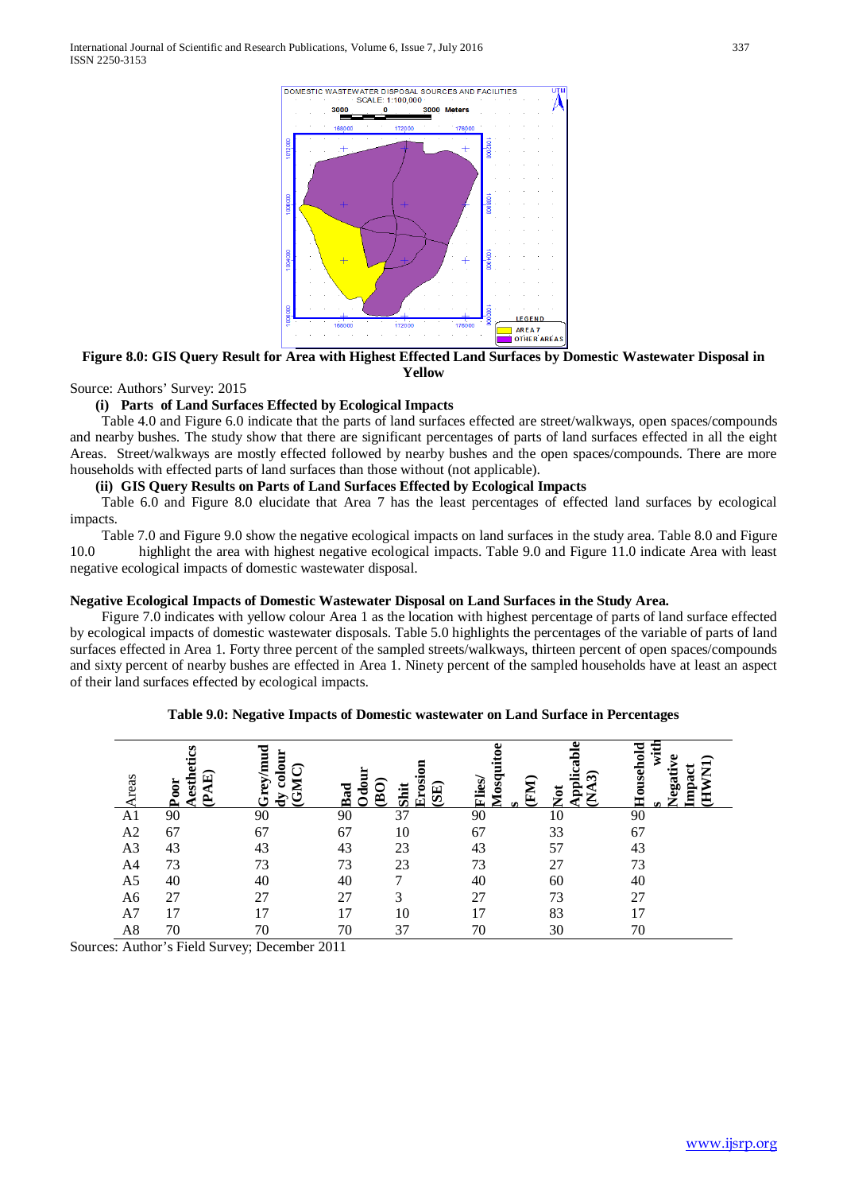**Figure 8.0: GIS Query Result for Area with Highest Effected Land Surfaces by Domestic Wastewater Disposal in Yellow**

Source: Authors' Survey: 2015

**(i) Parts of Land Surfaces Effected by Ecological Impacts**

Table 4.0 and Figure 6.0 indicate that the parts of land surfaces effected are street/walkways, open spaces/compounds and nearby bushes. The study show that there are significant percentages of parts of land surfaces effected in all the eight Areas. Street/walkways are mostly effected followed by nearby bushes and the open spaces/compounds. There are more households with effected parts of land surfaces than those without (not applicable).

**(ii) GIS Query Results on Parts of Land Surfaces Effected by Ecological Impacts**

Table 6.0 and Figure 8.0 elucidate that Area 7 has the least percentages of effected land surfaces by ecological impacts.

Table 7.0 and Figure 9.0 show the negative ecological impacts on land surfaces in the study area. Table 8.0 and Figure 10.0 highlight the area with highest negative ecological impacts. Table 9.0 and Figure 11.0 indicate Area with least negative ecological impacts of domestic wastewater disposal.

**Negative Ecological Impacts of Domestic Wastewater Disposal on Land Surfaces in the Study Area.**

Figure 7.0 indicates with yellow colour Area 1 as the location with highest percentage of parts of land surface effected by ecological impacts of domestic wastewater disposals. Table 5.0 highlights the percentages of the variable of parts of land surfaces effected in Area 1. Forty three percent of the sampled streets/walkways, thirteen percent of open spaces/compounds and sixty percent of nearby bushes are effected in Area 1. Ninety percent of the sampled households have at least an aspect of their land surfaces effected by ecological impacts.

**Table 9.0: Negative Impacts of Domestic wastewater on Land Surface in Percentages**

| Areas | Poor Aesthetics (PAE) | Grey/muddy colour (GMC) | Bad Odour (BO) | Shit Erosion (SE) | Flies/ Mosquitoes (FM) | Not Applicable (NA3) | Households with Negative Impact (HWN1) |
|---|---|---|---|---|---|---|---|
| A1 | 90 | 90 | 90 | 37 | 90 | 10 | 90 |
| A2 | 67 | 67 | 67 | 10 | 67 | 33 | 67 |
| A3 | 43 | 43 | 43 | 23 | 43 | 57 | 43 |
| A4 | 73 | 73 | 73 | 23 | 73 | 27 | 73 |
| A5 | 40 | 40 | 40 | 7 | 40 | 60 | 40 |
| A6 | 27 | 27 | 27 | 3 | 27 | 73 | 27 |
| A7 | 17 | 17 | 17 | 10 | 17 | 83 | 17 |
| A8 | 70 | 70 | 70 | 37 | 70 | 30 | 70 |

Sources: Author's Field Survey; December 2011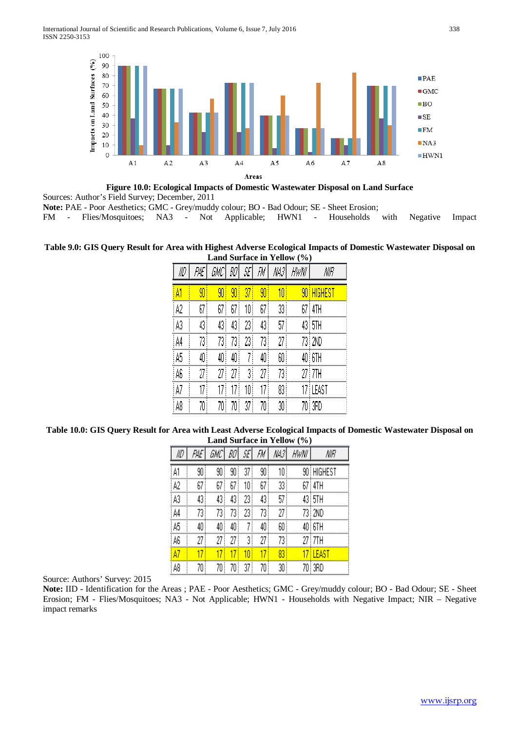**Figure 10.0: Ecological Impacts of Domestic Wastewater Disposal on Land Surface**

Sources: Author's Field Survey; December, 2011

**Note:** PAE - Poor Aesthetics; GMC - Grey/muddy colour; BO - Bad Odour; SE - Sheet Erosion; FM - Flies/Mosquitoes; NA3 - Not Applicable; HWN1 - Households with Negative Impact

**Table 9.0: GIS Query Result for Area with Highest Adverse Ecological Impacts of Domestic Wastewater Disposal on Land Surface in Yellow (%)**

| IID | PAE | GMC | BO | SE | FM | NA3 | HWN1 | NIR |
|---|---|---|---|---|---|---|---|---|
| A1 | 90 | 90 | 90 | 37 | 90 | 10 | 90 | HIGHEST |
| A2 | 67 | 67 | 67 | 10 | 67 | 33 | 67 | 4TH |
| A3 | 43 | 43 | 43 | 23 | 43 | 57 | 43 | 5TH |
| A4 | 73 | 73 | 73 | 23 | 73 | 27 | 73 | 2ND |
| A5 | 40 | 40 | 40 | 7 | 40 | 60 | 40 | 6TH |
| A6 | 27 | 27 | 27 | 3 | 27 | 73 | 27 | 7TH |
| A7 | 17 | 17 | 17 | 10 | 17 | 83 | 17 | LEAST |
| A8 | 70 | 70 | 70 | 37 | 70 | 30 | 70 | 3RD |

**Table 10.0: GIS Query Result for Area with Least Adverse Ecological Impacts of Domestic Wastewater Disposal on Land Surface in Yellow (%)**

| IID | PAE | GMC | BO | SE | FM | NA3 | HWN1 | NIR |
|---|---|---|---|---|---|---|---|---|
| A1 | 90 | 90 | 90 | 37 | 90 | 10 | 90 | HIGHEST |
| A2 | 67 | 67 | 67 | 10 | 67 | 33 | 67 | 4TH |
| A3 | 43 | 43 | 43 | 23 | 43 | 57 | 43 | 5TH |
| A4 | 73 | 73 | 73 | 23 | 73 | 27 | 73 | 2ND |
| A5 | 40 | 40 | 40 | 7 | 40 | 60 | 40 | 6TH |
| A6 | 27 | 27 | 27 | 3 | 27 | 73 | 27 | 7TH |
| A7 | 17 | 17 | 17 | 10 | 17 | 83 | 17 | LEAST |
| A8 | 70 | 70 | 70 | 37 | 70 | 30 | 70 | 3RD |

Source: Authors' Survey: 2015

**Note:** IID - Identification for the Areas ; PAE - Poor Aesthetics; GMC - Grey/muddy colour; BO - Bad Odour; SE - Sheet Erosion; FM - Flies/Mosquitoes; NA3 - Not Applicable; HWN1 - Households with Negative Impact; NIR – Negative impact remarks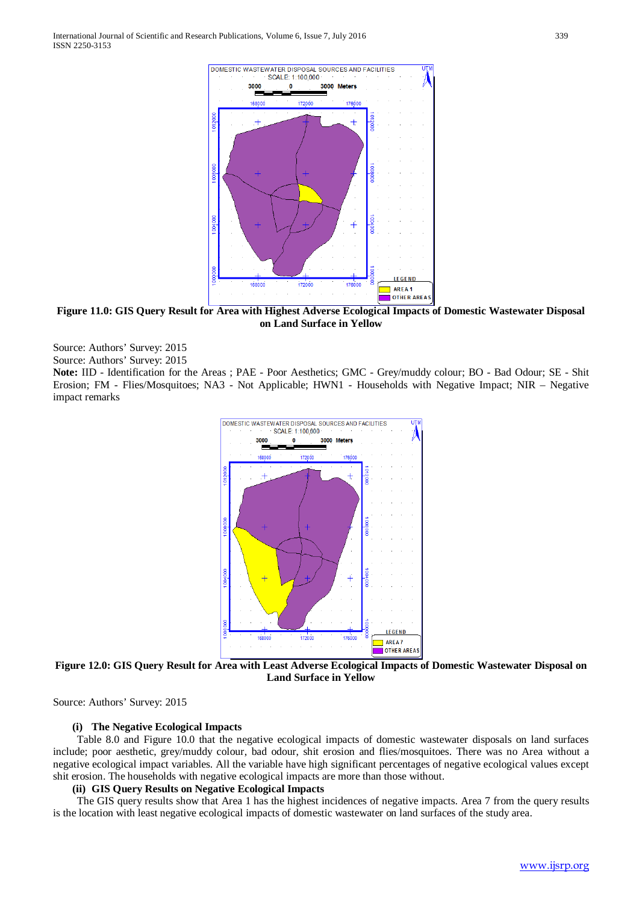**Figure 11.0: GIS Query Result for Area with Highest Adverse Ecological Impacts of Domestic Wastewater Disposal on Land Surface in Yellow**

Source: Authors' Survey: 2015

Source: Authors' Survey: 2015

**Note:** IID - Identification for the Areas ; PAE - Poor Aesthetics; GMC - Grey/muddy colour; BO - Bad Odour; SE - Shit Erosion; FM - Flies/Mosquitoes; NA3 - Not Applicable; HWN1 - Households with Negative Impact; NIR – Negative impact remarks

**Figure 12.0: GIS Query Result for Area with Least Adverse Ecological Impacts of Domestic Wastewater Disposal on Land Surface in Yellow**

Source: Authors' Survey: 2015

**(i) The Negative Ecological Impacts**

Table 8.0 and Figure 10.0 that the negative ecological impacts of domestic wastewater disposals on land surfaces include; poor aesthetic, grey/muddy colour, bad odour, shit erosion and flies/mosquitoes. There was no Area without a negative ecological impact variables. All the variable have high significant percentages of negative ecological values except shit erosion. The households with negative ecological impacts are more than those without.

**(ii) GIS Query Results on Negative Ecological Impacts**

The GIS query results show that Area 1 has the highest incidences of negative impacts. Area 7 from the query results is the location with least negative ecological impacts of domestic wastewater on land surfaces of the study area.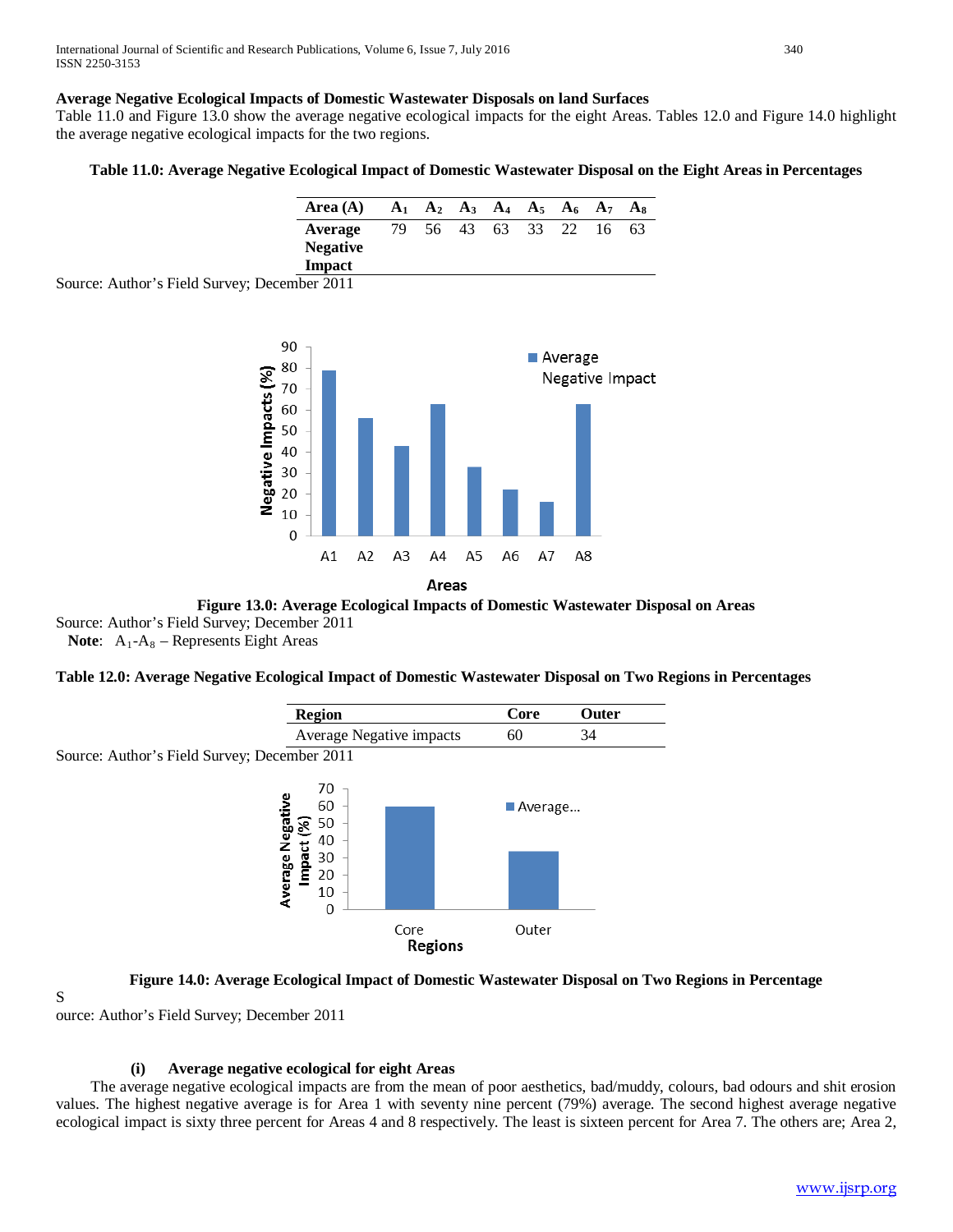**Average Negative Ecological Impacts of Domestic Wastewater Disposals on land Surfaces**

Table 11.0 and Figure 13.0 show the average negative ecological impacts for the eight Areas. Tables 12.0 and Figure 14.0 highlight the average negative ecological impacts for the two regions.

**Table 11.0: Average Negative Ecological Impact of Domestic Wastewater Disposal on the Eight Areas in Percentages**

| Area (A) | $A_1$ | $A_2$ | $A_3$ | $A_4$ | $A_5$ | $A_6$ | $A_7$ | $A_8$ |
|---|---|---|---|---|---|---|---|---|
| **Average Negative Impact** | 79 | 56 | 43 | 63 | 33 | 22 | 16 | 63 |

Source: Author's Field Survey; December 2011

**Figure 13.0: Average Ecological Impacts of Domestic Wastewater Disposal on Areas**

Source: Author's Field Survey; December 2011

**Note**: $A_1$-$A_8$ – Represents Eight Areas

**Table 12.0: Average Negative Ecological Impact of Domestic Wastewater Disposal on Two Regions in Percentages**

| Region | Core | Outer |
|---|---|---|
| Average Negative impacts | 60 | 34 |

Source: Author's Field Survey; December 2011

**Figure 14.0: Average Ecological Impact of Domestic Wastewater Disposal on Two Regions in Percentage**

Source: Author's Field Survey; December 2011

**(i) Average negative ecological for eight Areas**

The average negative ecological impacts are from the mean of poor aesthetics, bad/muddy, colours, bad odours and shit erosion values. The highest negative average is for Area 1 with seventy nine percent (79%) average. The second highest average negative ecological impact is sixty three percent for Areas 4 and 8 respectively. The least is sixteen percent for Area 7. The others are; Area 2,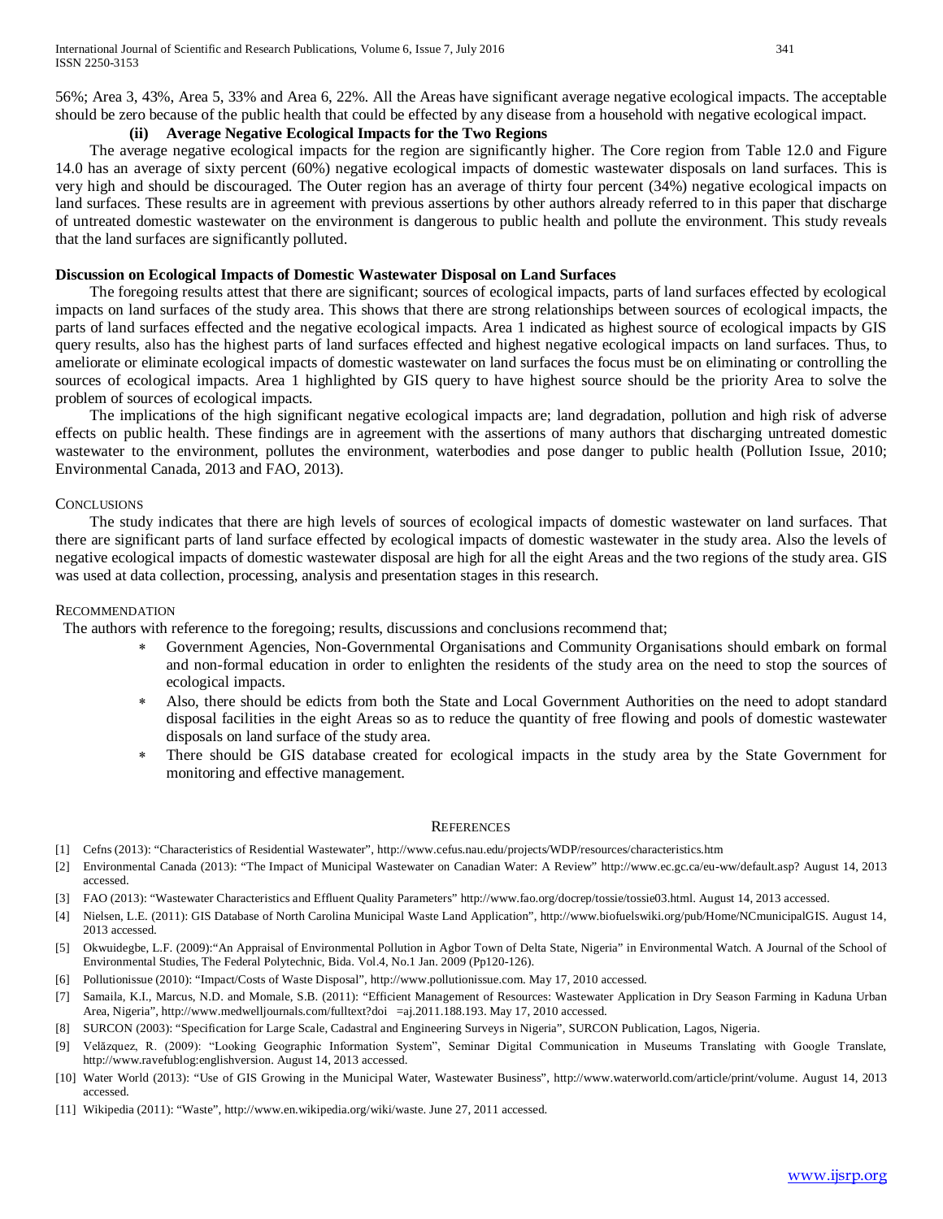56%; Area 3, 43%, Area 5, 33% and Area 6, 22%. All the Areas have significant average negative ecological impacts. The acceptable should be zero because of the public health that could be effected by any disease from a household with negative ecological impact.

### (ii) Average Negative Ecological Impacts for the Two Regions

The average negative ecological impacts for the region are significantly higher. The Core region from Table 12.0 and Figure 14.0 has an average of sixty percent (60%) negative ecological impacts of domestic wastewater disposals on land surfaces. This is very high and should be discouraged. The Outer region has an average of thirty four percent (34%) negative ecological impacts on land surfaces. These results are in agreement with previous assertions by other authors already referred to in this paper that discharge of untreated domestic wastewater on the environment is dangerous to public health and pollute the environment. This study reveals that the land surfaces are significantly polluted.

## Discussion on Ecological Impacts of Domestic Wastewater Disposal on Land Surfaces

The foregoing results attest that there are significant; sources of ecological impacts, parts of land surfaces effected by ecological impacts on land surfaces of the study area. This shows that there are strong relationships between sources of ecological impacts, the parts of land surfaces effected and the negative ecological impacts. Area 1 indicated as highest source of ecological impacts by GIS query results, also has the highest parts of land surfaces effected and highest negative ecological impacts on land surfaces. Thus, to ameliorate or eliminate ecological impacts of domestic wastewater on land surfaces the focus must be on eliminating or controlling the sources of ecological impacts. Area 1 highlighted by GIS query to have highest source should be the priority Area to solve the problem of sources of ecological impacts.

The implications of the high significant negative ecological impacts are; land degradation, pollution and high risk of adverse effects on public health. These findings are in agreement with the assertions of many authors that discharging untreated domestic wastewater to the environment, pollutes the environment, waterbodies and pose danger to public health (Pollution Issue, 2010; Environmental Canada, 2013 and FAO, 2013).

## Conclusions

The study indicates that there are high levels of sources of ecological impacts of domestic wastewater on land surfaces. That there are significant parts of land surface effected by ecological impacts of domestic wastewater in the study area. Also the levels of negative ecological impacts of domestic wastewater disposal are high for all the eight Areas and the two regions of the study area. GIS was used at data collection, processing, analysis and presentation stages in this research.

## Recommendation

The authors with reference to the foregoing; results, discussions and conclusions recommend that;

* Government Agencies, Non-Governmental Organisations and Community Organisations should embark on formal and non-formal education in order to enlighten the residents of the study area on the need to stop the sources of ecological impacts.
* Also, there should be edicts from both the State and Local Government Authorities on the need to adopt standard disposal facilities in the eight Areas so as to reduce the quantity of free flowing and pools of domestic wastewater disposals on land surface of the study area.
* There should be GIS database created for ecological impacts in the study area by the State Government for monitoring and effective management.

## References

[1] Cefns (2013): "Characteristics of Residential Wastewater", http://www.cefus.nau.edu/projects/WDP/resources/characteristics.htm

[2] Environmental Canada (2013): "The Impact of Municipal Wastewater on Canadian Water: A Review" http://www.ec.gc.ca/eu-ww/default.asp? August 14, 2013 accessed.

[3] FAO (2013): "Wastewater Characteristics and Effluent Quality Parameters" http://www.fao.org/docrep/tossie/tossie03.html. August 14, 2013 accessed.

[4] Nielsen, L.E. (2011): GIS Database of North Carolina Municipal Waste Land Application", http://www.biofuelswiki.org/pub/Home/NCmunicipalGIS. August 14, 2013 accessed.

[5] Okwuidegbe, L.F. (2009):"An Appraisal of Environmental Pollution in Agbor Town of Delta State, Nigeria" in Environmental Watch. A Journal of the School of Environmental Studies, The Federal Polytechnic, Bida. Vol.4, No.1 Jan. 2009 (Pp120-126).

[6] Pollutionissue (2010): "Impact/Costs of Waste Disposal", http://www.pollutionissue.com. May 17, 2010 accessed.

[7] Samaila, K.I., Marcus, N.D. and Momale, S.B. (2011): "Efficient Management of Resources: Wastewater Application in Dry Season Farming in Kaduna Urban Area, Nigeria", http://www.medwelljournals.com/fulltext?doi =aj.2011.188.193. May 17, 2010 accessed.

[8] SURCON (2003): "Specification for Large Scale, Cadastral and Engineering Surveys in Nigeria", SURCON Publication, Lagos, Nigeria.

[9] Velăzquez, R. (2009): "Looking Geographic Information System", Seminar Digital Communication in Museums Translating with Google Translate, http://www.ravefublog:englishversion. August 14, 2013 accessed.

[10] Water World (2013): "Use of GIS Growing in the Municipal Water, Wastewater Business", http://www.waterworld.com/article/print/volume. August 14, 2013 accessed.

[11] Wikipedia (2011): "Waste", http://www.en.wikipedia.org/wiki/waste. June 27, 2011 accessed.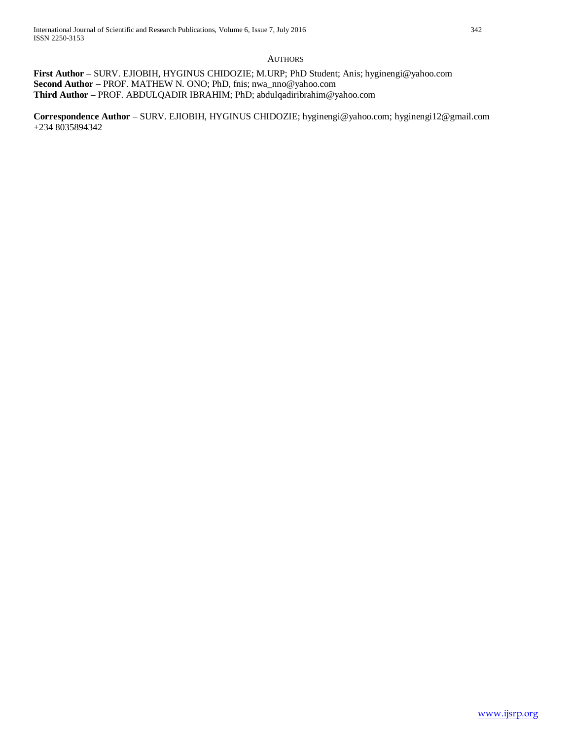## AUTHORS

**First Author** – SURV. EJIOBIH, HYGINUS CHIDOZIE; M.URP; PhD Student; Anis; hyginengi@yahoo.com
**Second Author** – PROF. MATHEW N. ONO; PhD, fnis; nwa_nno@yahoo.com
**Third Author** – PROF. ABDULQADIR IBRAHIM; PhD; abdulqadiribrahim@yahoo.com

**Correspondence Author** – SURV. EJIOBIH, HYGINUS CHIDOZIE; hyginengi@yahoo.com; hyginengi12@gmail.com
+234 8035894342